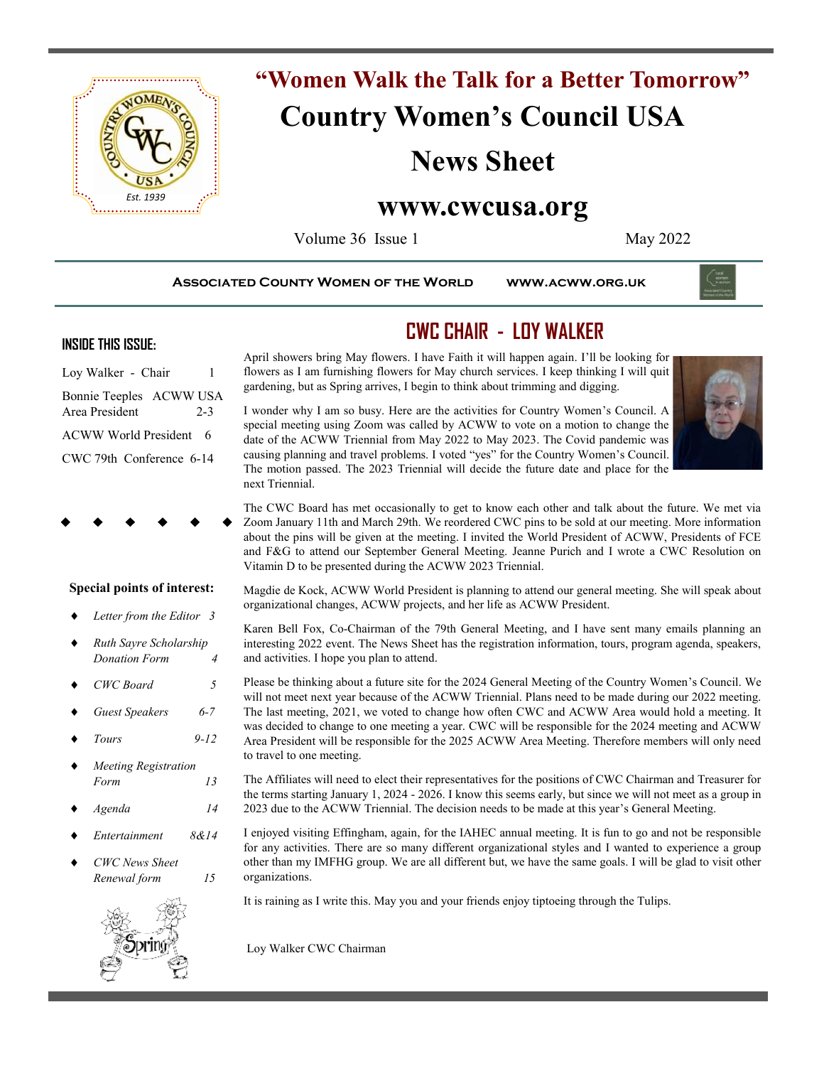# "Women Walk the Talk for a Better Tomorrow"

# Country Women's Council USA

# News Sheet

# www.cwcusa.org

Volume 36 Issue 1 May 2022

**Associated County Women of the World www.acww.org.uk**

**INSIDE THIS ISSUE:**

| | |
|---|---|
| Loy Walker - Chair | 1 |
| Bonnie Teeples ACWW USA Area President | 2-3 |
| ACWW World President | 6 |
| CWC 79th Conference | 6-14 |

**Special points of interest:**

- *Letter from the Editor 3*
- *Ruth Sayre Scholarship Donation Form 4*
- *CWC Board 5*
- *Guest Speakers 6-7*
- *Tours 9-12*
- *Meeting Registration Form 13*
- *Agenda 14*
- *Entertainment 8&14*
- *CWC News Sheet Renewal form 15*

## CWC CHAIR - LOY WALKER

April showers bring May flowers. I have Faith it will happen again. I'll be looking for flowers as I am furnishing flowers for May church services. I keep thinking I will quit gardening, but as Spring arrives, I begin to think about trimming and digging.

I wonder why I am so busy. Here are the activities for Country Women's Council. A special meeting using Zoom was called by ACWW to vote on a motion to change the date of the ACWW Triennial from May 2022 to May 2023. The Covid pandemic was causing planning and travel problems. I voted "yes" for the Country Women's Council. The motion passed. The 2023 Triennial will decide the future date and place for the next Triennial.

The CWC Board has met occasionally to get to know each other and talk about the future. We met via Zoom January 11th and March 29th. We reordered CWC pins to be sold at our meeting. More information about the pins will be given at the meeting. I invited the World President of ACWW, Presidents of FCE and F&G to attend our September General Meeting. Jeanne Purich and I wrote a CWC Resolution on Vitamin D to be presented during the ACWW 2023 Triennial.

Magdie de Kock, ACWW World President is planning to attend our general meeting. She will speak about organizational changes, ACWW projects, and her life as ACWW President.

Karen Bell Fox, Co-Chairman of the 79th General Meeting, and I have sent many emails planning an interesting 2022 event. The News Sheet has the registration information, tours, program agenda, speakers, and activities. I hope you plan to attend.

Please be thinking about a future site for the 2024 General Meeting of the Country Women's Council. We will not meet next year because of the ACWW Triennial. Plans need to be made during our 2022 meeting. The last meeting, 2021, we voted to change how often CWC and ACWW Area would hold a meeting. It was decided to change to one meeting a year. CWC will be responsible for the 2024 meeting and ACWW Area President will be responsible for the 2025 ACWW Area Meeting. Therefore members will only need to travel to one meeting.

The Affiliates will need to elect their representatives for the positions of CWC Chairman and Treasurer for the terms starting January 1, 2024 - 2026. I know this seems early, but since we will not meet as a group in 2023 due to the ACWW Triennial. The decision needs to be made at this year's General Meeting.

I enjoyed visiting Effingham, again, for the IAHEC annual meeting. It is fun to go and not be responsible for any activities. There are so many different organizational styles and I wanted to experience a group other than my IMFHG group. We are all different but, we have the same goals. I will be glad to visit other organizations.

It is raining as I write this. May you and your friends enjoy tiptoeing through the Tulips.

Loy Walker CWC Chairman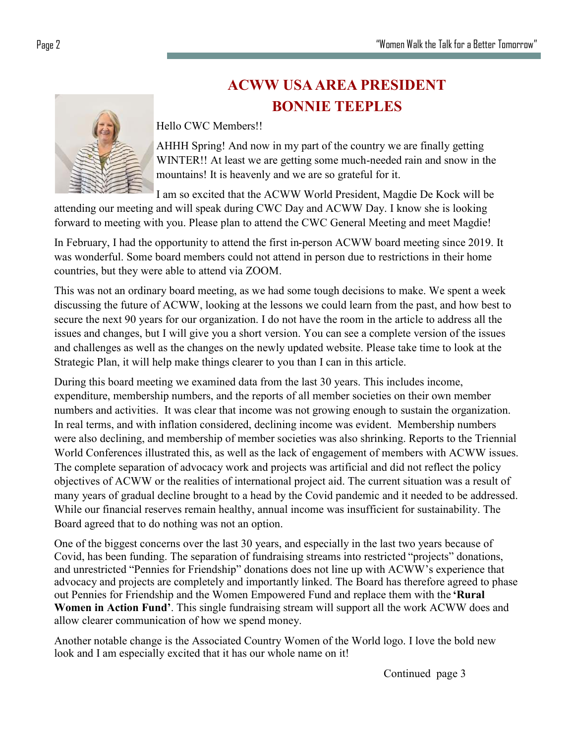# ACWW USA AREA PRESIDENT
# BONNIE TEEPLES

Hello CWC Members!!

AHHH Spring! And now in my part of the country we are finally getting WINTER!! At least we are getting some much-needed rain and snow in the mountains! It is heavenly and we are so grateful for it.

I am so excited that the ACWW World President, Magdie De Kock will be attending our meeting and will speak during CWC Day and ACWW Day. I know she is looking forward to meeting with you. Please plan to attend the CWC General Meeting and meet Magdie!

In February, I had the opportunity to attend the first in-person ACWW board meeting since 2019. It was wonderful. Some board members could not attend in person due to restrictions in their home countries, but they were able to attend via ZOOM.

This was not an ordinary board meeting, as we had some tough decisions to make. We spent a week discussing the future of ACWW, looking at the lessons we could learn from the past, and how best to secure the next 90 years for our organization. I do not have the room in the article to address all the issues and changes, but I will give you a short version. You can see a complete version of the issues and challenges as well as the changes on the newly updated website. Please take time to look at the Strategic Plan, it will help make things clearer to you than I can in this article.

During this board meeting we examined data from the last 30 years. This includes income, expenditure, membership numbers, and the reports of all member societies on their own member numbers and activities. It was clear that income was not growing enough to sustain the organization. In real terms, and with inflation considered, declining income was evident. Membership numbers were also declining, and membership of member societies was also shrinking. Reports to the Triennial World Conferences illustrated this, as well as the lack of engagement of members with ACWW issues. The complete separation of advocacy work and projects was artificial and did not reflect the policy objectives of ACWW or the realities of international project aid. The current situation was a result of many years of gradual decline brought to a head by the Covid pandemic and it needed to be addressed. While our financial reserves remain healthy, annual income was insufficient for sustainability. The Board agreed that to do nothing was not an option.

One of the biggest concerns over the last 30 years, and especially in the last two years because of Covid, has been funding. The separation of fundraising streams into restricted "projects" donations, and unrestricted "Pennies for Friendship" donations does not line up with ACWW's experience that advocacy and projects are completely and importantly linked. The Board has therefore agreed to phase out Pennies for Friendship and the Women Empowered Fund and replace them with the **'Rural Women in Action Fund'**. This single fundraising stream will support all the work ACWW does and allow clearer communication of how we spend money.

Another notable change is the Associated Country Women of the World logo. I love the bold new look and I am especially excited that it has our whole name on it!

Continued page 3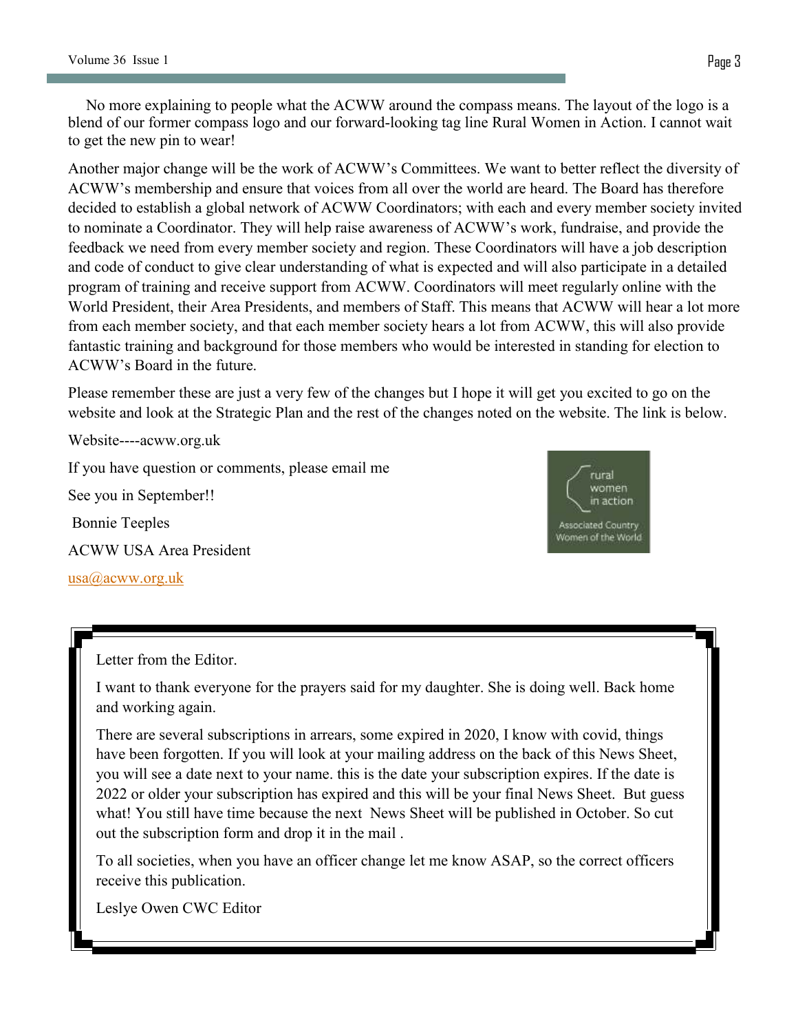No more explaining to people what the ACWW around the compass means. The layout of the logo is a blend of our former compass logo and our forward-looking tag line Rural Women in Action. I cannot wait to get the new pin to wear!

Another major change will be the work of ACWW's Committees. We want to better reflect the diversity of ACWW's membership and ensure that voices from all over the world are heard. The Board has therefore decided to establish a global network of ACWW Coordinators; with each and every member society invited to nominate a Coordinator. They will help raise awareness of ACWW's work, fundraise, and provide the feedback we need from every member society and region. These Coordinators will have a job description and code of conduct to give clear understanding of what is expected and will also participate in a detailed program of training and receive support from ACWW. Coordinators will meet regularly online with the World President, their Area Presidents, and members of Staff. This means that ACWW will hear a lot more from each member society, and that each member society hears a lot from ACWW, this will also provide fantastic training and background for those members who would be interested in standing for election to ACWW's Board in the future.

Please remember these are just a very few of the changes but I hope it will get you excited to go on the website and look at the Strategic Plan and the rest of the changes noted on the website. The link is below.

Website----acww.org.uk

If you have question or comments, please email me

See you in September!!

Bonnie Teeples

ACWW USA Area President

usa@acww.org.uk

rural women in action

Associated Country Women of the World

Letter from the Editor.

I want to thank everyone for the prayers said for my daughter. She is doing well. Back home and working again.

There are several subscriptions in arrears, some expired in 2020, I know with covid, things have been forgotten. If you will look at your mailing address on the back of this News Sheet, you will see a date next to your name. this is the date your subscription expires. If the date is 2022 or older your subscription has expired and this will be your final News Sheet. But guess what! You still have time because the next News Sheet will be published in October. So cut out the subscription form and drop it in the mail .

To all societies, when you have an officer change let me know ASAP, so the correct officers receive this publication.

Leslye Owen CWC Editor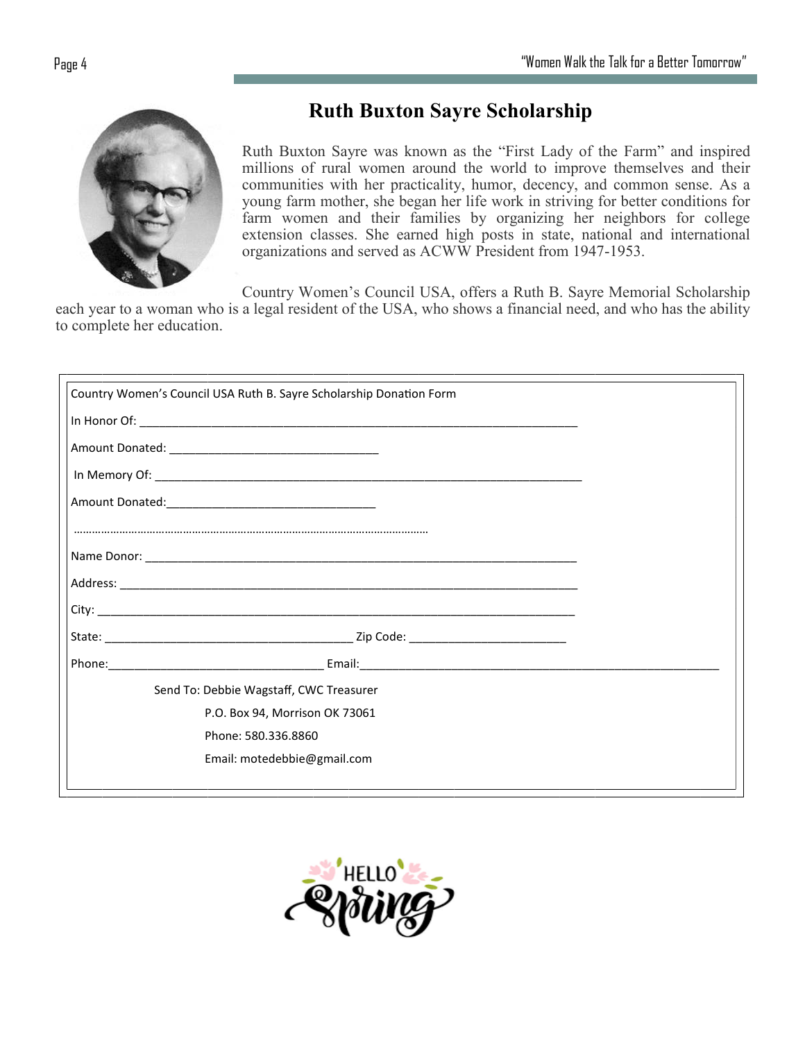# Ruth Buxton Sayre Scholarship

Ruth Buxton Sayre was known as the "First Lady of the Farm" and inspired millions of rural women around the world to improve themselves and their communities with her practicality, humor, decency, and common sense. As a young farm mother, she began her life work in striving for better conditions for farm women and their families by organizing her neighbors for college extension classes. She earned high posts in state, national and international organizations and served as ACWW President from 1947-1953.

Country Women's Council USA, offers a Ruth B. Sayre Memorial Scholarship each year to a woman who is a legal resident of the USA, who shows a financial need, and who has the ability to complete her education.

Country Women's Council USA Ruth B. Sayre Scholarship Donation Form

In Honor Of: ______________________________________________________________

Amount Donated: ____________________________

In Memory Of: ______________________________________________________________

Amount Donated: ____________________________

………………………………………………………………………………………………

Name Donor: ______________________________________________________________

Address: ______________________________________________________________

City: ______________________________________________________________

State: ___________________________________ Zip Code: ______________________

Phone: ______________________________ Email: ________________________________________________

Send To: Debbie Wagstaff, CWC Treasurer
P.O. Box 94, Morrison OK 73061
Phone: 580.336.8860
Email: motedebbie@gmail.com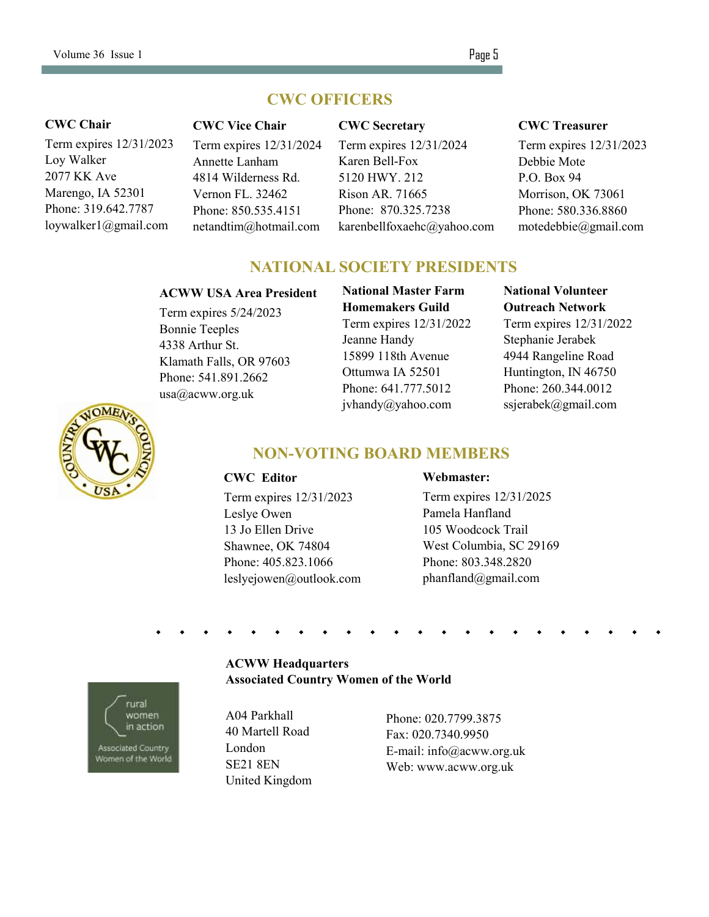## CWC OFFICERS

**CWC Chair**

Term expires 12/31/2023
Loy Walker
2077 KK Ave
Marengo, IA 52301
Phone: 319.642.7787
loywalker1@gmail.com

**CWC Vice Chair**

Term expires 12/31/2024
Annette Lanham
4814 Wilderness Rd.
Vernon FL. 32462
Phone: 850.535.4151
netandtim@hotmail.com

**CWC Secretary**

Term expires 12/31/2024
Karen Bell-Fox
5120 HWY. 212
Rison AR. 71665
Phone: 870.325.7238
karenbellfoxaehc@yahoo.com

**CWC Treasurer**

Term expires 12/31/2023
Debbie Mote
P.O. Box 94
Morrison, OK 73061
Phone: 580.336.8860
motedebbie@gmail.com

## NATIONAL SOCIETY PRESIDENTS

**ACWW USA Area President**

Term expires 5/24/2023
Bonnie Teeples
4338 Arthur St.
Klamath Falls, OR 97603
Phone: 541.891.2662
usa@acww.org.uk

**National Master Farm Homemakers Guild**

Term expires 12/31/2022
Jeanne Handy
15899 118th Avenue
Ottumwa IA 52501
Phone: 641.777.5012
jvhandy@yahoo.com

**National Volunteer Outreach Network**

Term expires 12/31/2022
Stephanie Jerabek
4944 Rangeline Road
Huntington, IN 46750
Phone: 260.344.0012
ssjerabek@gmail.com

## NON-VOTING BOARD MEMBERS

**CWC Editor**

Term expires 12/31/2023
Leslye Owen
13 Jo Ellen Drive
Shawnee, OK 74804
Phone: 405.823.1066
leslyejowen@outlook.com

**Webmaster:**

Term expires 12/31/2025
Pamela Hanfland
105 Woodcock Trail
West Columbia, SC 29169
Phone: 803.348.2820
phanfland@gmail.com

---

**ACWW Headquarters**
**Associated Country Women of the World**

A04 Parkhall
40 Martell Road
London
SE21 8EN
United Kingdom

Phone: 020.7799.3875
Fax: 020.7340.9950
E-mail: info@acww.org.uk
Web: www.acww.org.uk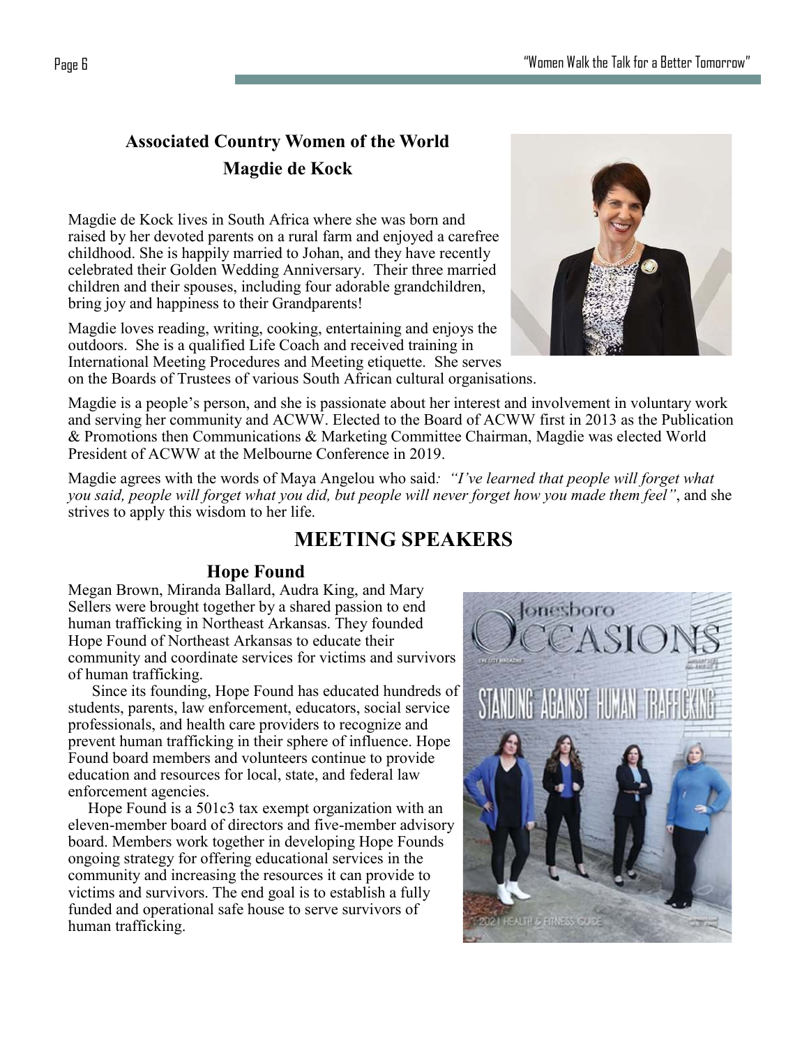## Associated Country Women of the World

## Magdie de Kock

Magdie de Kock lives in South Africa where she was born and raised by her devoted parents on a rural farm and enjoyed a carefree childhood. She is happily married to Johan, and they have recently celebrated their Golden Wedding Anniversary. Their three married children and their spouses, including four adorable grandchildren, bring joy and happiness to their Grandparents!

Magdie loves reading, writing, cooking, entertaining and enjoys the outdoors. She is a qualified Life Coach and received training in International Meeting Procedures and Meeting etiquette. She serves on the Boards of Trustees of various South African cultural organisations.

Magdie is a people's person, and she is passionate about her interest and involvement in voluntary work and serving her community and ACWW. Elected to the Board of ACWW first in 2013 as the Publication & Promotions then Communications & Marketing Committee Chairman, Magdie was elected World President of ACWW at the Melbourne Conference in 2019.

Magdie agrees with the words of Maya Angelou who said: *"I've learned that people will forget what you said, people will forget what you did, but people will never forget how you made them feel"*, and she strives to apply this wisdom to her life.

# MEETING SPEAKERS

### Hope Found

Megan Brown, Miranda Ballard, Audra King, and Mary Sellers were brought together by a shared passion to end human trafficking in Northeast Arkansas. They founded Hope Found of Northeast Arkansas to educate their community and coordinate services for victims and survivors of human trafficking.

Since its founding, Hope Found has educated hundreds of students, parents, law enforcement, educators, social service professionals, and health care providers to recognize and prevent human trafficking in their sphere of influence. Hope Found board members and volunteers continue to provide education and resources for local, state, and federal law enforcement agencies.

Hope Found is a 501c3 tax exempt organization with an eleven-member board of directors and five-member advisory board. Members work together in developing Hope Founds ongoing strategy for offering educational services in the community and increasing the resources it can provide to victims and survivors. The end goal is to establish a fully funded and operational safe house to serve survivors of human trafficking.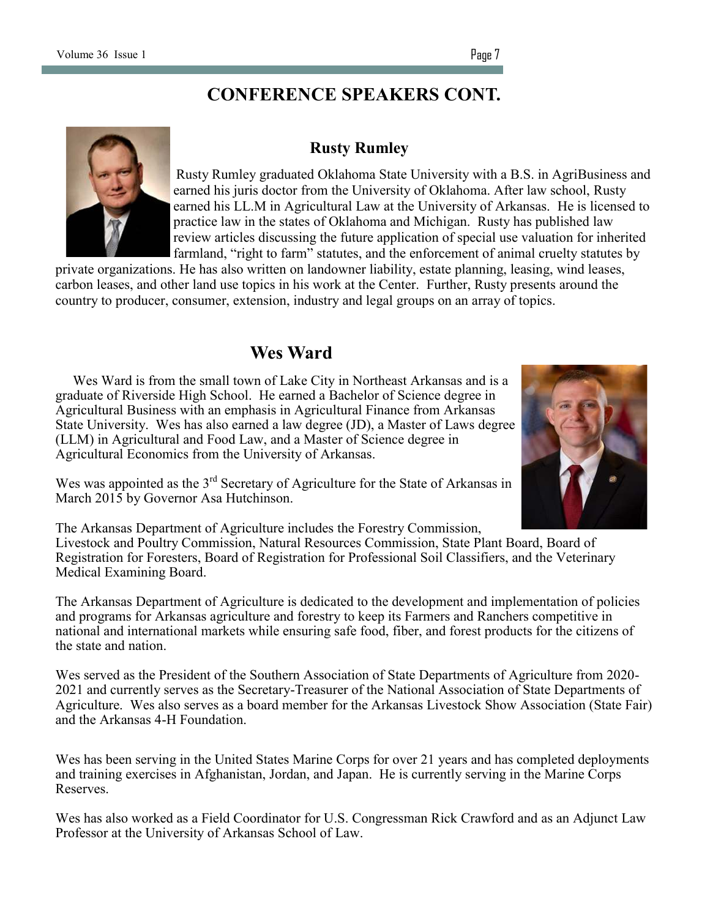## CONFERENCE SPEAKERS CONT.

### Rusty Rumley

Rusty Rumley graduated Oklahoma State University with a B.S. in AgriBusiness and earned his juris doctor from the University of Oklahoma. After law school, Rusty earned his LL.M in Agricultural Law at the University of Arkansas. He is licensed to practice law in the states of Oklahoma and Michigan. Rusty has published law review articles discussing the future application of special use valuation for inherited farmland, "right to farm" statutes, and the enforcement of animal cruelty statutes by private organizations. He has also written on landowner liability, estate planning, leasing, wind leases, carbon leases, and other land use topics in his work at the Center. Further, Rusty presents around the country to producer, consumer, extension, industry and legal groups on an array of topics.

## Wes Ward

Wes Ward is from the small town of Lake City in Northeast Arkansas and is a graduate of Riverside High School. He earned a Bachelor of Science degree in Agricultural Business with an emphasis in Agricultural Finance from Arkansas State University. Wes has also earned a law degree (JD), a Master of Laws degree (LLM) in Agricultural and Food Law, and a Master of Science degree in Agricultural Economics from the University of Arkansas.

Wes was appointed as the 3rd Secretary of Agriculture for the State of Arkansas in March 2015 by Governor Asa Hutchinson.

The Arkansas Department of Agriculture includes the Forestry Commission, Livestock and Poultry Commission, Natural Resources Commission, State Plant Board, Board of Registration for Foresters, Board of Registration for Professional Soil Classifiers, and the Veterinary Medical Examining Board.

The Arkansas Department of Agriculture is dedicated to the development and implementation of policies and programs for Arkansas agriculture and forestry to keep its Farmers and Ranchers competitive in national and international markets while ensuring safe food, fiber, and forest products for the citizens of the state and nation.

Wes served as the President of the Southern Association of State Departments of Agriculture from 2020-2021 and currently serves as the Secretary-Treasurer of the National Association of State Departments of Agriculture. Wes also serves as a board member for the Arkansas Livestock Show Association (State Fair) and the Arkansas 4-H Foundation.

Wes has been serving in the United States Marine Corps for over 21 years and has completed deployments and training exercises in Afghanistan, Jordan, and Japan. He is currently serving in the Marine Corps Reserves.

Wes has also worked as a Field Coordinator for U.S. Congressman Rick Crawford and as an Adjunct Law Professor at the University of Arkansas School of Law.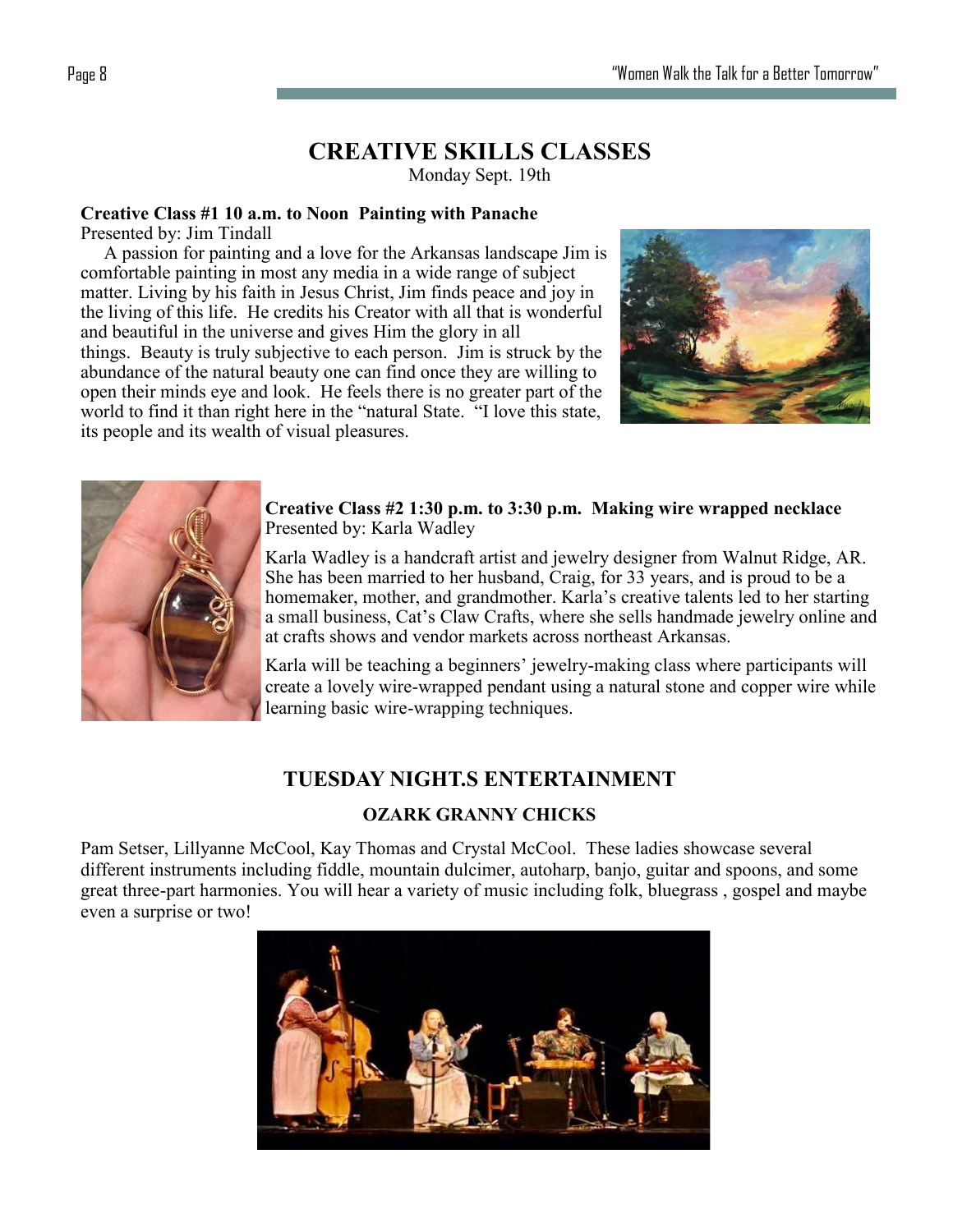# CREATIVE SKILLS CLASSES

Monday Sept. 19th

**Creative Class #1 10 a.m. to Noon Painting with Panache**
Presented by: Jim Tindall

A passion for painting and a love for the Arkansas landscape Jim is comfortable painting in most any media in a wide range of subject matter. Living by his faith in Jesus Christ, Jim finds peace and joy in the living of this life. He credits his Creator with all that is wonderful and beautiful in the universe and gives Him the glory in all things. Beauty is truly subjective to each person. Jim is struck by the abundance of the natural beauty one can find once they are willing to open their minds eye and look. He feels there is no greater part of the world to find it than right here in the "natural State. "I love this state, its people and its wealth of visual pleasures.

**Creative Class #2 1:30 p.m. to 3:30 p.m. Making wire wrapped necklace**
Presented by: Karla Wadley

Karla Wadley is a handcraft artist and jewelry designer from Walnut Ridge, AR. She has been married to her husband, Craig, for 33 years, and is proud to be a homemaker, mother, and grandmother. Karla's creative talents led to her starting a small business, Cat's Claw Crafts, where she sells handmade jewelry online and at crafts shows and vendor markets across northeast Arkansas.

Karla will be teaching a beginners' jewelry-making class where participants will create a lovely wire-wrapped pendant using a natural stone and copper wire while learning basic wire-wrapping techniques.

## TUESDAY NIGHT.S ENTERTAINMENT

### OZARK GRANNY CHICKS

Pam Setser, Lillyanne McCool, Kay Thomas and Crystal McCool. These ladies showcase several different instruments including fiddle, mountain dulcimer, autoharp, banjo, guitar and spoons, and some great three-part harmonies. You will hear a variety of music including folk, bluegrass , gospel and maybe even a surprise or two!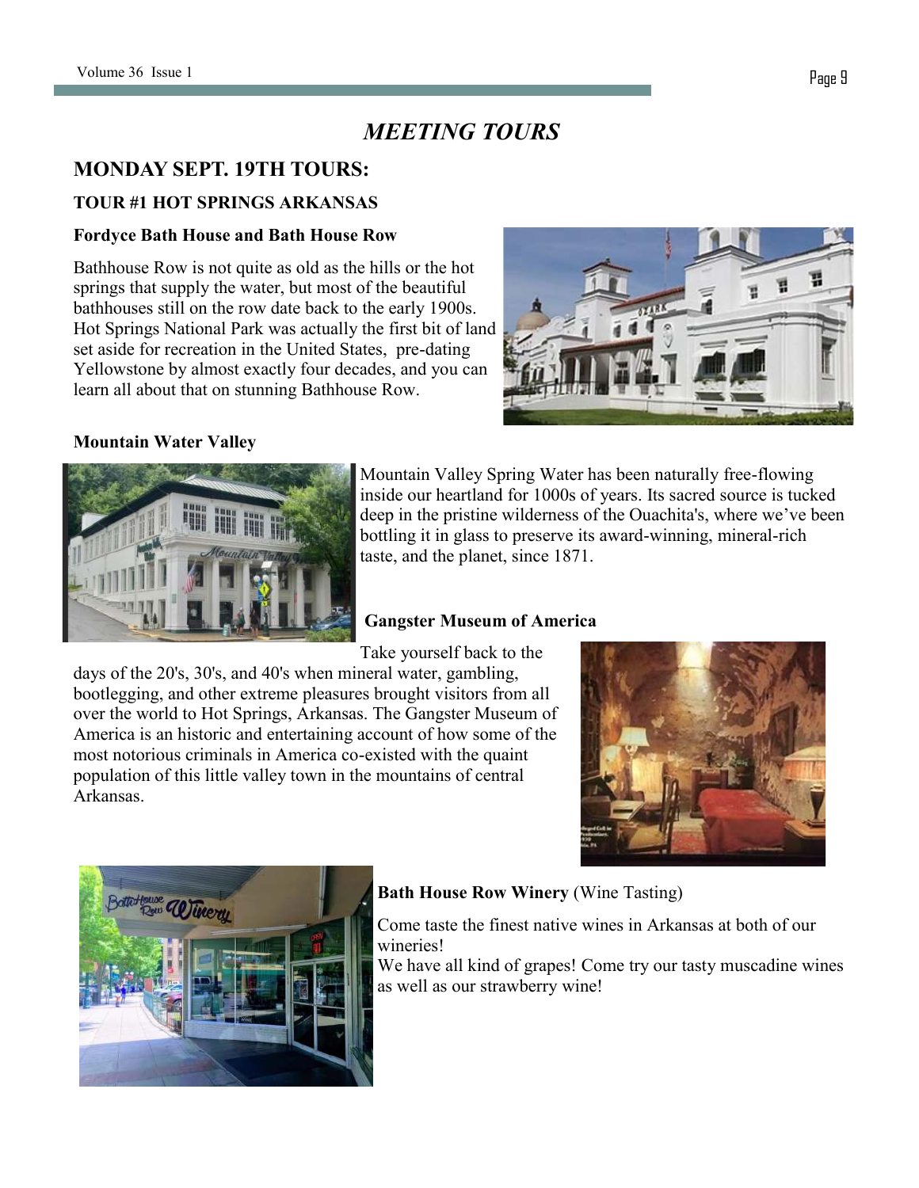# *MEETING TOURS*

## MONDAY SEPT. 19TH TOURS:

### TOUR #1 HOT SPRINGS ARKANSAS

**Fordyce Bath House and Bath House Row**

Bathhouse Row is not quite as old as the hills or the hot springs that supply the water, but most of the beautiful bathhouses still on the row date back to the early 1900s. Hot Springs National Park was actually the first bit of land set aside for recreation in the United States, pre-dating Yellowstone by almost exactly four decades, and you can learn all about that on stunning Bathhouse Row.

**Mountain Water Valley**

Mountain Valley Spring Water has been naturally free-flowing inside our heartland for 1000s of years. Its sacred source is tucked deep in the pristine wilderness of the Ouachita's, where we've been bottling it in glass to preserve its award-winning, mineral-rich taste, and the planet, since 1871.

**Gangster Museum of America**

Take yourself back to the days of the 20's, 30's, and 40's when mineral water, gambling, bootlegging, and other extreme pleasures brought visitors from all over the world to Hot Springs, Arkansas. The Gangster Museum of America is an historic and entertaining account of how some of the most notorious criminals in America co-existed with the quaint population of this little valley town in the mountains of central Arkansas.

**Bath House Row Winery** (Wine Tasting)

Come taste the finest native wines in Arkansas at both of our wineries!
We have all kind of grapes! Come try our tasty muscadine wines as well as our strawberry wine!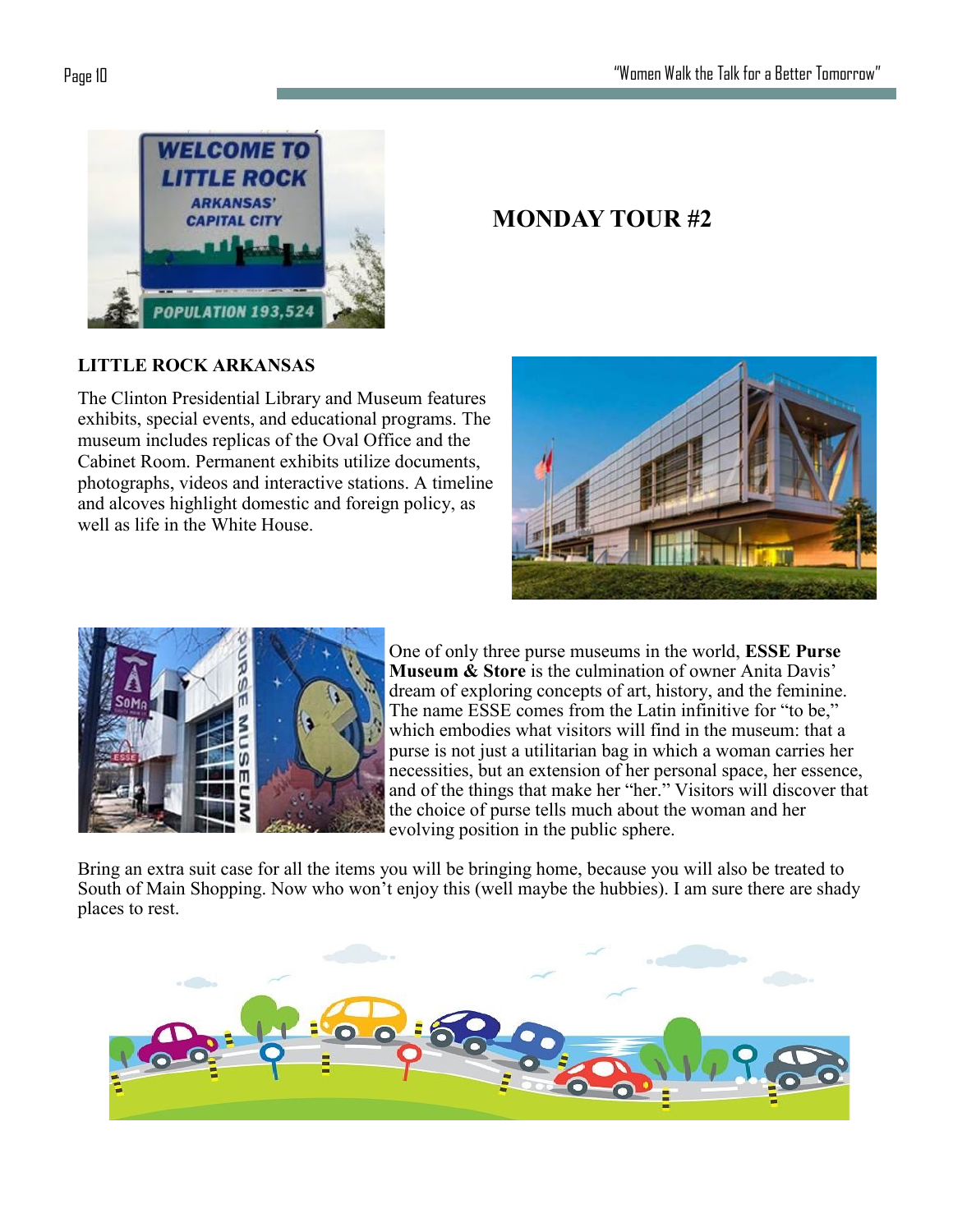## MONDAY TOUR #2

**LITTLE ROCK ARKANSAS**

The Clinton Presidential Library and Museum features exhibits, special events, and educational programs. The museum includes replicas of the Oval Office and the Cabinet Room. Permanent exhibits utilize documents, photographs, videos and interactive stations. A timeline and alcoves highlight domestic and foreign policy, as well as life in the White House.

One of only three purse museums in the world, **ESSE Purse Museum & Store** is the culmination of owner Anita Davis' dream of exploring concepts of art, history, and the feminine. The name ESSE comes from the Latin infinitive for "to be," which embodies what visitors will find in the museum: that a purse is not just a utilitarian bag in which a woman carries her necessities, but an extension of her personal space, her essence, and of the things that make her "her." Visitors will discover that the choice of purse tells much about the woman and her evolving position in the public sphere.

Bring an extra suit case for all the items you will be bringing home, because you will also be treated to South of Main Shopping. Now who won't enjoy this (well maybe the hubbies). I am sure there are shady places to rest.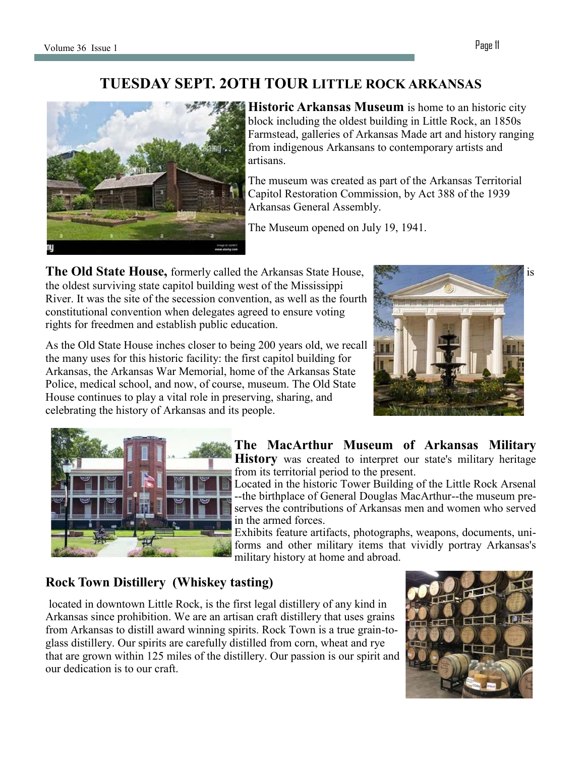# TUESDAY SEPT. 2OTH TOUR LITTLE ROCK ARKANSAS

**Historic Arkansas Museum** is home to an historic city block including the oldest building in Little Rock, an 1850s Farmstead, galleries of Arkansas Made art and history ranging from indigenous Arkansans to contemporary artists and artisans.

The museum was created as part of the Arkansas Territorial Capitol Restoration Commission, by Act 388 of the 1939 Arkansas General Assembly.

The Museum opened on July 19, 1941.

**The Old State House,** formerly called the Arkansas State House, is the oldest surviving state capitol building west of the Mississippi River. It was the site of the secession convention, as well as the fourth constitutional convention when delegates agreed to ensure voting rights for freedmen and establish public education.

As the Old State House inches closer to being 200 years old, we recall the many uses for this historic facility: the first capitol building for Arkansas, the Arkansas War Memorial, home of the Arkansas State Police, medical school, and now, of course, museum. The Old State House continues to play a vital role in preserving, sharing, and celebrating the history of Arkansas and its people.

**The MacArthur Museum of Arkansas Military History** was created to interpret our state's military heritage from its territorial period to the present.

Located in the historic Tower Building of the Little Rock Arsenal --the birthplace of General Douglas MacArthur--the museum preserves the contributions of Arkansas men and women who served in the armed forces.

Exhibits feature artifacts, photographs, weapons, documents, uniforms and other military items that vividly portray Arkansas's military history at home and abroad.

## Rock Town Distillery (Whiskey tasting)

located in downtown Little Rock, is the first legal distillery of any kind in Arkansas since prohibition. We are an artisan craft distillery that uses grains from Arkansas to distill award winning spirits. Rock Town is a true grain-to-glass distillery. Our spirits are carefully distilled from corn, wheat and rye that are grown within 125 miles of the distillery. Our passion is our spirit and our dedication is to our craft.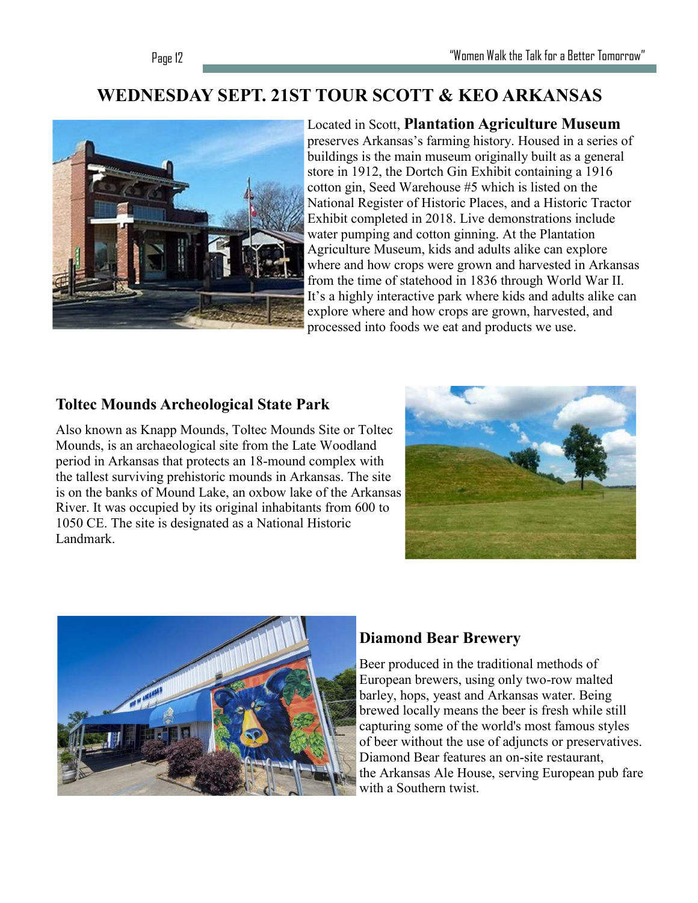# WEDNESDAY SEPT. 21ST TOUR SCOTT & KEO ARKANSAS

Located in Scott, **Plantation Agriculture Museum** preserves Arkansas's farming history. Housed in a series of buildings is the main museum originally built as a general store in 1912, the Dortch Gin Exhibit containing a 1916 cotton gin, Seed Warehouse #5 which is listed on the National Register of Historic Places, and a Historic Tractor Exhibit completed in 2018. Live demonstrations include water pumping and cotton ginning. At the Plantation Agriculture Museum, kids and adults alike can explore where and how crops were grown and harvested in Arkansas from the time of statehood in 1836 through World War II. It's a highly interactive park where kids and adults alike can explore where and how crops are grown, harvested, and processed into foods we eat and products we use.

## Toltec Mounds Archeological State Park

Also known as Knapp Mounds, Toltec Mounds Site or Toltec Mounds, is an archaeological site from the Late Woodland period in Arkansas that protects an 18-mound complex with the tallest surviving prehistoric mounds in Arkansas. The site is on the banks of Mound Lake, an oxbow lake of the Arkansas River. It was occupied by its original inhabitants from 600 to 1050 CE. The site is designated as a National Historic Landmark.

## Diamond Bear Brewery

Beer produced in the traditional methods of European brewers, using only two-row malted barley, hops, yeast and Arkansas water. Being brewed locally means the beer is fresh while still capturing some of the world's most famous styles of beer without the use of adjuncts or preservatives. Diamond Bear features an on-site restaurant, the Arkansas Ale House, serving European pub fare with a Southern twist.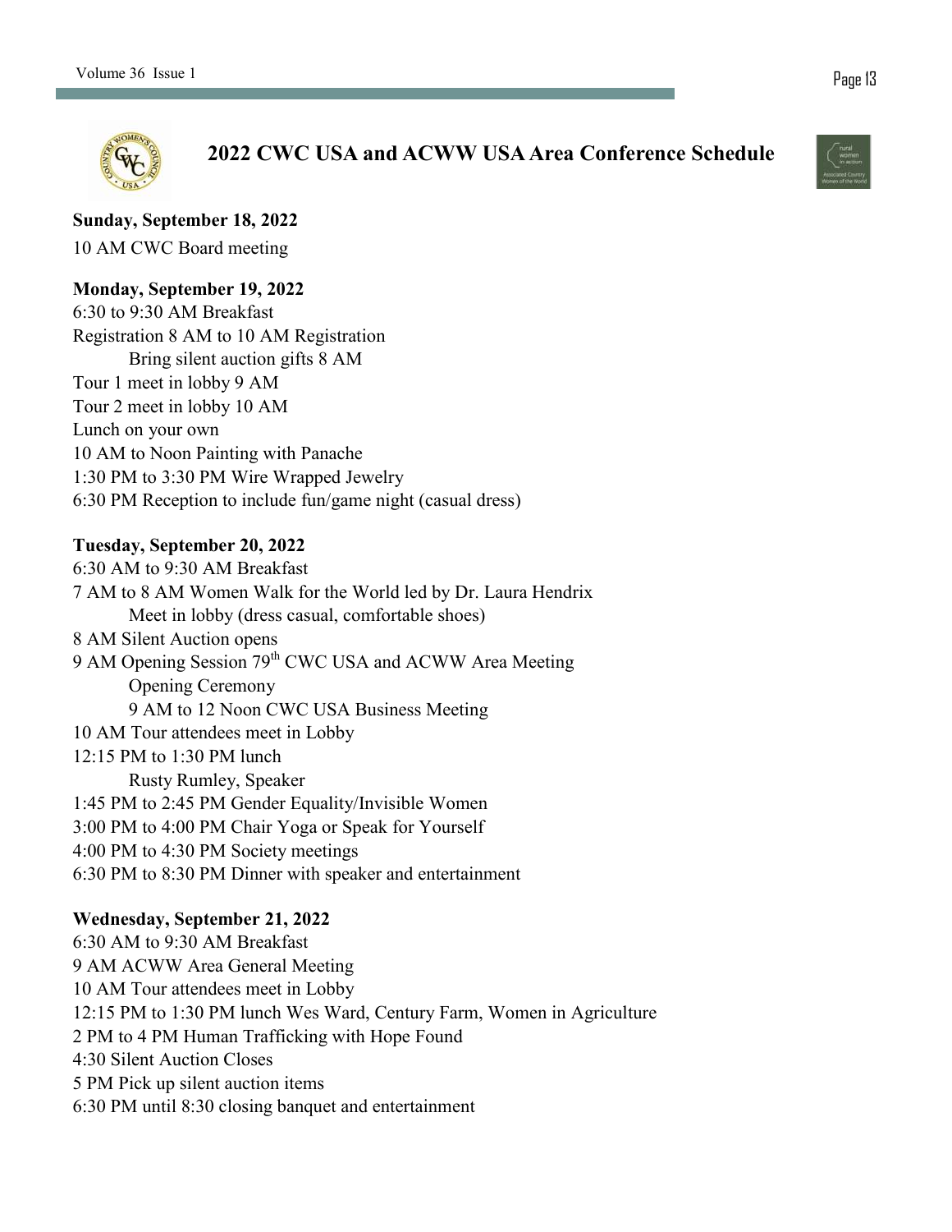# 2022 CWC USA and ACWW USA Area Conference Schedule

**Sunday, September 18, 2022**

10 AM CWC Board meeting

**Monday, September 19, 2022**

6:30 to 9:30 AM Breakfast
Registration 8 AM to 10 AM Registration
    Bring silent auction gifts 8 AM
Tour 1 meet in lobby 9 AM
Tour 2 meet in lobby 10 AM
Lunch on your own
10 AM to Noon Painting with Panache
1:30 PM to 3:30 PM Wire Wrapped Jewelry
6:30 PM Reception to include fun/game night (casual dress)

**Tuesday, September 20, 2022**

6:30 AM to 9:30 AM Breakfast
7 AM to 8 AM Women Walk for the World led by Dr. Laura Hendrix
    Meet in lobby (dress casual, comfortable shoes)
8 AM Silent Auction opens
9 AM Opening Session 79th CWC USA and ACWW Area Meeting
    Opening Ceremony
    9 AM to 12 Noon CWC USA Business Meeting
10 AM Tour attendees meet in Lobby
12:15 PM to 1:30 PM lunch
    Rusty Rumley, Speaker
1:45 PM to 2:45 PM Gender Equality/Invisible Women
3:00 PM to 4:00 PM Chair Yoga or Speak for Yourself
4:00 PM to 4:30 PM Society meetings
6:30 PM to 8:30 PM Dinner with speaker and entertainment

**Wednesday, September 21, 2022**

6:30 AM to 9:30 AM Breakfast
9 AM ACWW Area General Meeting
10 AM Tour attendees meet in Lobby
12:15 PM to 1:30 PM lunch Wes Ward, Century Farm, Women in Agriculture
2 PM to 4 PM Human Trafficking with Hope Found
4:30 Silent Auction Closes
5 PM Pick up silent auction items
6:30 PM until 8:30 closing banquet and entertainment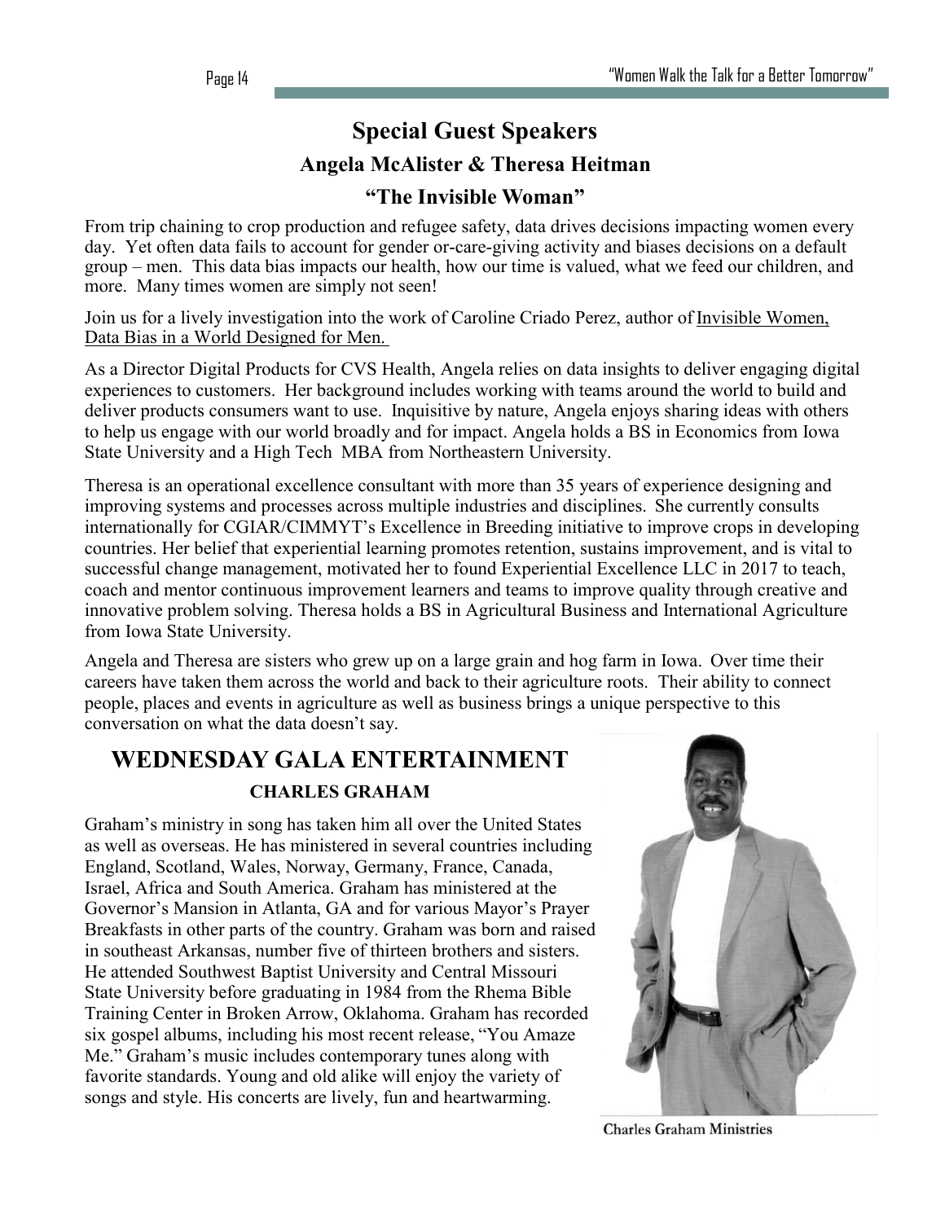# Special Guest Speakers

## Angela McAlister & Theresa Heitman

### "The Invisible Woman"

From trip chaining to crop production and refugee safety, data drives decisions impacting women every day. Yet often data fails to account for gender or-care-giving activity and biases decisions on a default group – men. This data bias impacts our health, how our time is valued, what we feed our children, and more. Many times women are simply not seen!

Join us for a lively investigation into the work of Caroline Criado Perez, author of Invisible Women, Data Bias in a World Designed for Men.

As a Director Digital Products for CVS Health, Angela relies on data insights to deliver engaging digital experiences to customers. Her background includes working with teams around the world to build and deliver products consumers want to use. Inquisitive by nature, Angela enjoys sharing ideas with others to help us engage with our world broadly and for impact. Angela holds a BS in Economics from Iowa State University and a High Tech MBA from Northeastern University.

Theresa is an operational excellence consultant with more than 35 years of experience designing and improving systems and processes across multiple industries and disciplines. She currently consults internationally for CGIAR/CIMMYT's Excellence in Breeding initiative to improve crops in developing countries. Her belief that experiential learning promotes retention, sustains improvement, and is vital to successful change management, motivated her to found Experiential Excellence LLC in 2017 to teach, coach and mentor continuous improvement learners and teams to improve quality through creative and innovative problem solving. Theresa holds a BS in Agricultural Business and International Agriculture from Iowa State University.

Angela and Theresa are sisters who grew up on a large grain and hog farm in Iowa. Over time their careers have taken them across the world and back to their agriculture roots. Their ability to connect people, places and events in agriculture as well as business brings a unique perspective to this conversation on what the data doesn't say.

# WEDNESDAY GALA ENTERTAINMENT

## CHARLES GRAHAM

Graham's ministry in song has taken him all over the United States as well as overseas. He has ministered in several countries including England, Scotland, Wales, Norway, Germany, France, Canada, Israel, Africa and South America. Graham has ministered at the Governor's Mansion in Atlanta, GA and for various Mayor's Prayer Breakfasts in other parts of the country. Graham was born and raised in southeast Arkansas, number five of thirteen brothers and sisters. He attended Southwest Baptist University and Central Missouri State University before graduating in 1984 from the Rhema Bible Training Center in Broken Arrow, Oklahoma. Graham has recorded six gospel albums, including his most recent release, "You Amaze Me." Graham's music includes contemporary tunes along with favorite standards. Young and old alike will enjoy the variety of songs and style. His concerts are lively, fun and heartwarming.

Charles Graham Ministries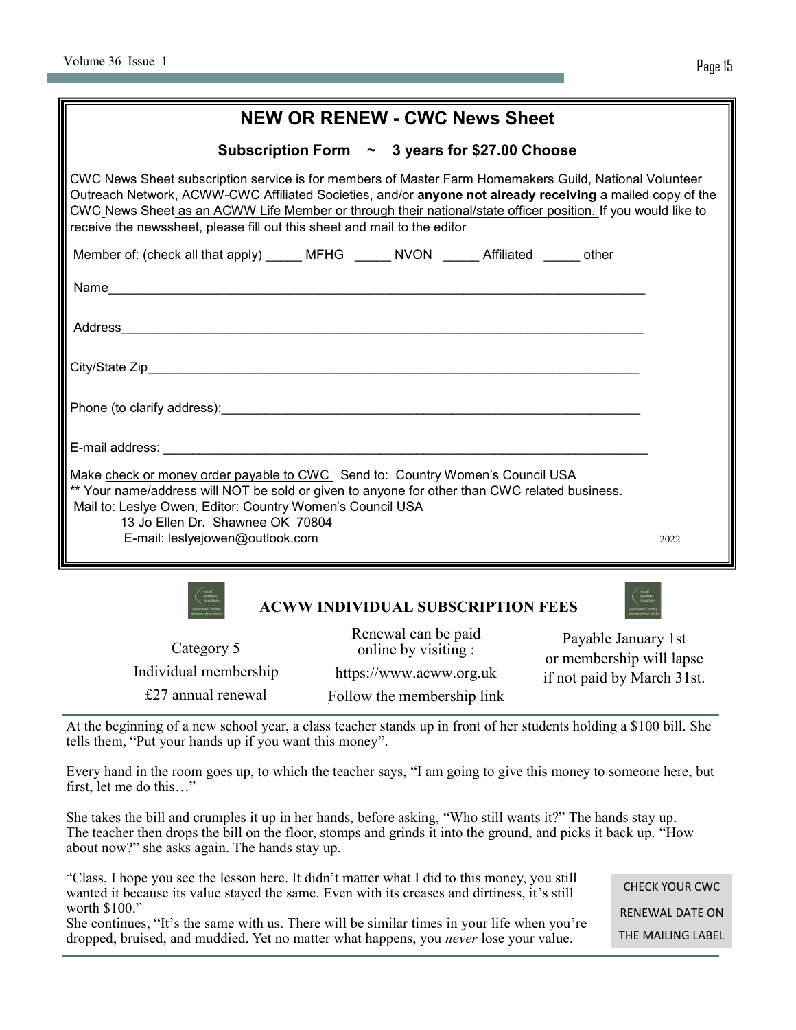## NEW OR RENEW - CWC News Sheet

### Subscription Form ~ 3 years for $27.00 Choose

CWC News Sheet subscription service is for members of Master Farm Homemakers Guild, National Volunteer Outreach Network, ACWW-CWC Affiliated Societies, and/or **anyone not already receiving** a mailed copy of the CWC News Sheet as an ACWW Life Member or through their national/state officer position. If you would like to receive the newssheet, please fill out this sheet and mail to the editor

Member of: (check all that apply) _____ MFHG _____ NVON _____ Affiliated _____ other

Name_______________________________________________________________

Address_____________________________________________________________

City/State Zip________________________________________________________

Phone (to clarify address):_____________________________________________

E-mail address: ______________________________________________________

Make check or money order payable to CWC Send to: Country Women's Council USA

** Your name/address will NOT be sold or given to anyone for other than CWC related business.

Mail to: Leslye Owen, Editor: Country Women's Council USA
13 Jo Ellen Dr. Shawnee OK 70804
E-mail: leslyejowen@outlook.com

2022

### ACWW INDIVIDUAL SUBSCRIPTION FEES

Category 5
Individual membership
£27 annual renewal

Renewal can be paid online by visiting :
https://www.acww.org.uk
Follow the membership link

Payable January 1st or membership will lapse if not paid by March 31st.

---

At the beginning of a new school year, a class teacher stands up in front of her students holding a $100 bill. She tells them, "Put your hands up if you want this money".

Every hand in the room goes up, to which the teacher says, "I am going to give this money to someone here, but first, let me do this…"

She takes the bill and crumples it up in her hands, before asking, "Who still wants it?" The hands stay up. The teacher then drops the bill on the floor, stomps and grinds it into the ground, and picks it back up. "How about now?" she asks again. The hands stay up.

"Class, I hope you see the lesson here. It didn't matter what I did to this money, you still wanted it because its value stayed the same. Even with its creases and dirtiness, it's still worth $100."

She continues, "It's the same with us. There will be similar times in your life when you're dropped, bruised, and muddied. Yet no matter what happens, you *never* lose your value.

CHECK YOUR CWC RENEWAL DATE ON THE MAILING LABEL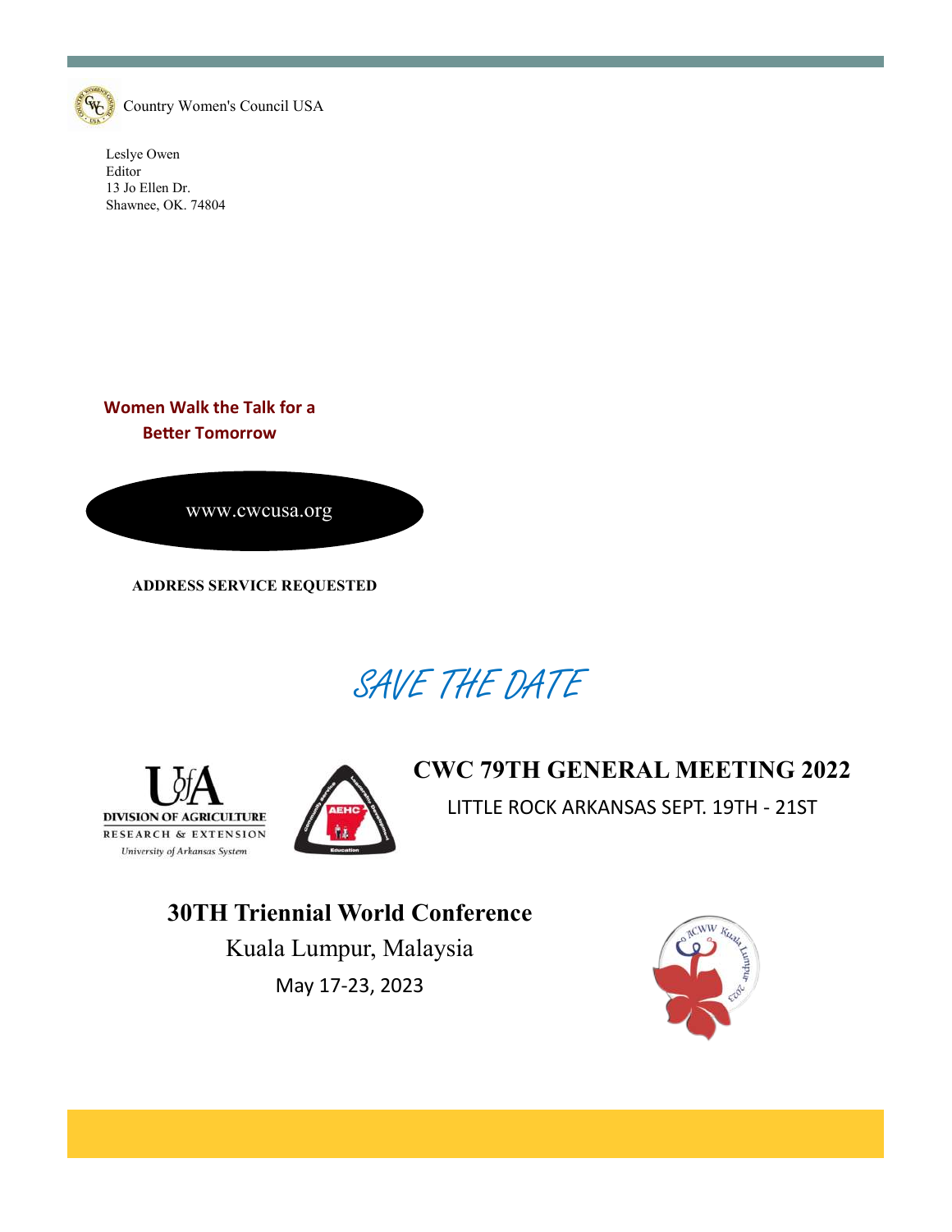Country Women's Council USA

Leslye Owen
Editor
13 Jo Ellen Dr.
Shawnee, OK. 74804

**Women Walk the Talk for a Better Tomorrow**

www.cwcusa.org

**ADDRESS SERVICE REQUESTED**

# SAVE THE DATE

## CWC 79TH GENERAL MEETING 2022

LITTLE ROCK ARKANSAS SEPT. 19TH - 21ST

## 30TH Triennial World Conference

Kuala Lumpur, Malaysia

May 17-23, 2023